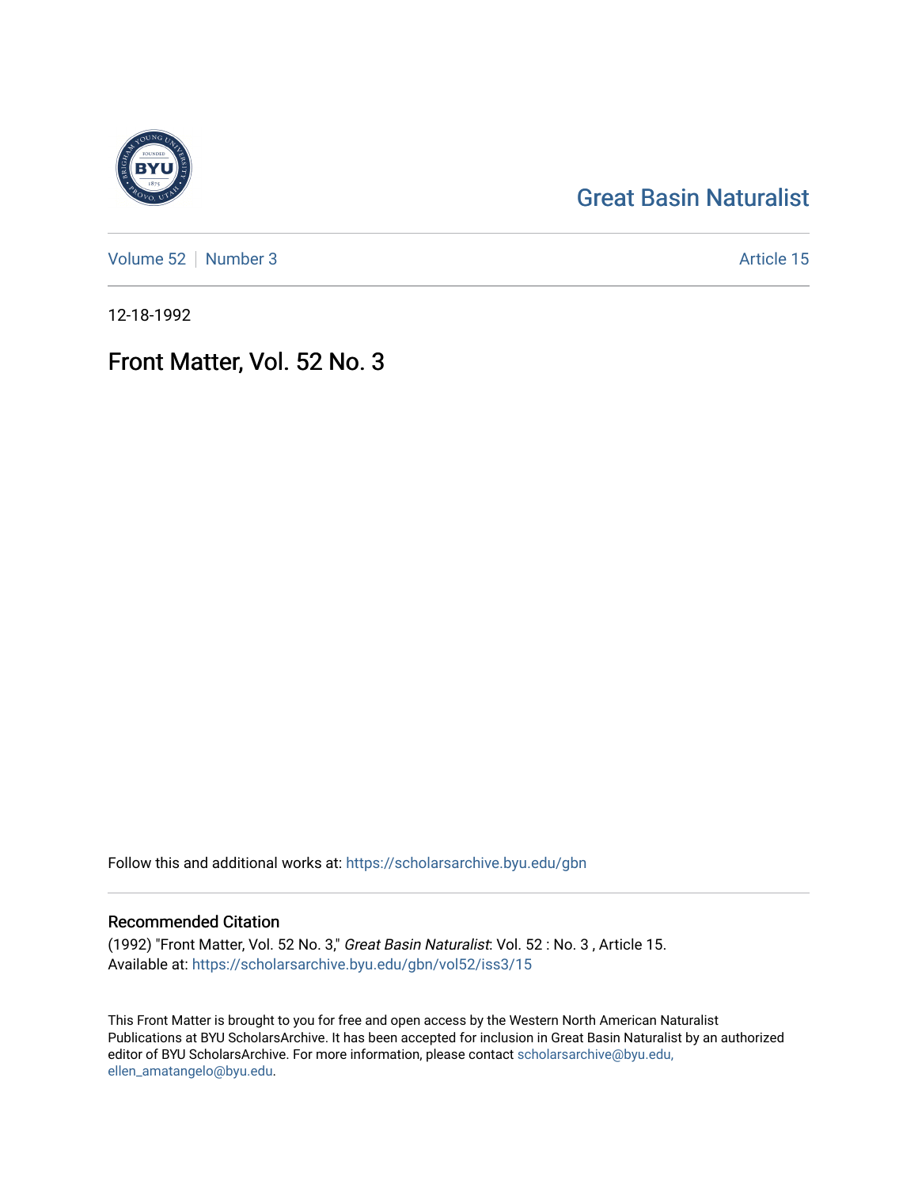# Great Basin Naturalist

Volume 52 | Number 3

Article 15

12-18-1992

## Front Matter, Vol. 52 No. 3

Follow this and additional works at: https://scholarsarchive.byu.edu/gbn

### Recommended Citation

(1992) "Front Matter, Vol. 52 No. 3," *Great Basin Naturalist*: Vol. 52 : No. 3 , Article 15.
Available at: https://scholarsarchive.byu.edu/gbn/vol52/iss3/15

This Front Matter is brought to you for free and open access by the Western North American Naturalist Publications at BYU ScholarsArchive. It has been accepted for inclusion in Great Basin Naturalist by an authorized editor of BYU ScholarsArchive. For more information, please contact scholarsarchive@byu.edu, ellen_amatangelo@byu.edu.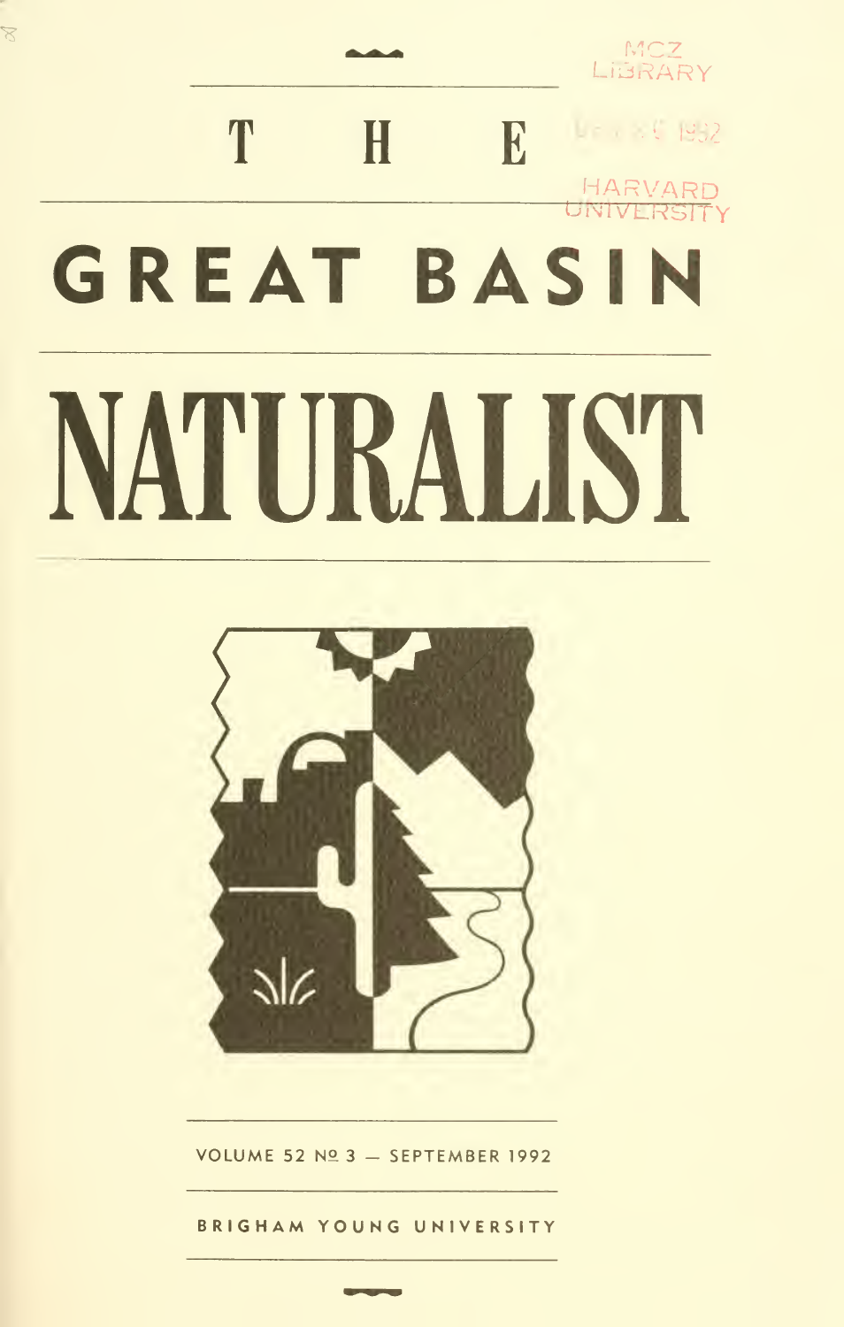MCZ LIBRARY

DEC 2 9 1992

HARVARD UNIVERSITY

# THE GREAT BASIN NATURALIST

VOLUME 52 № 3 — SEPTEMBER 1992

BRIGHAM YOUNG UNIVERSITY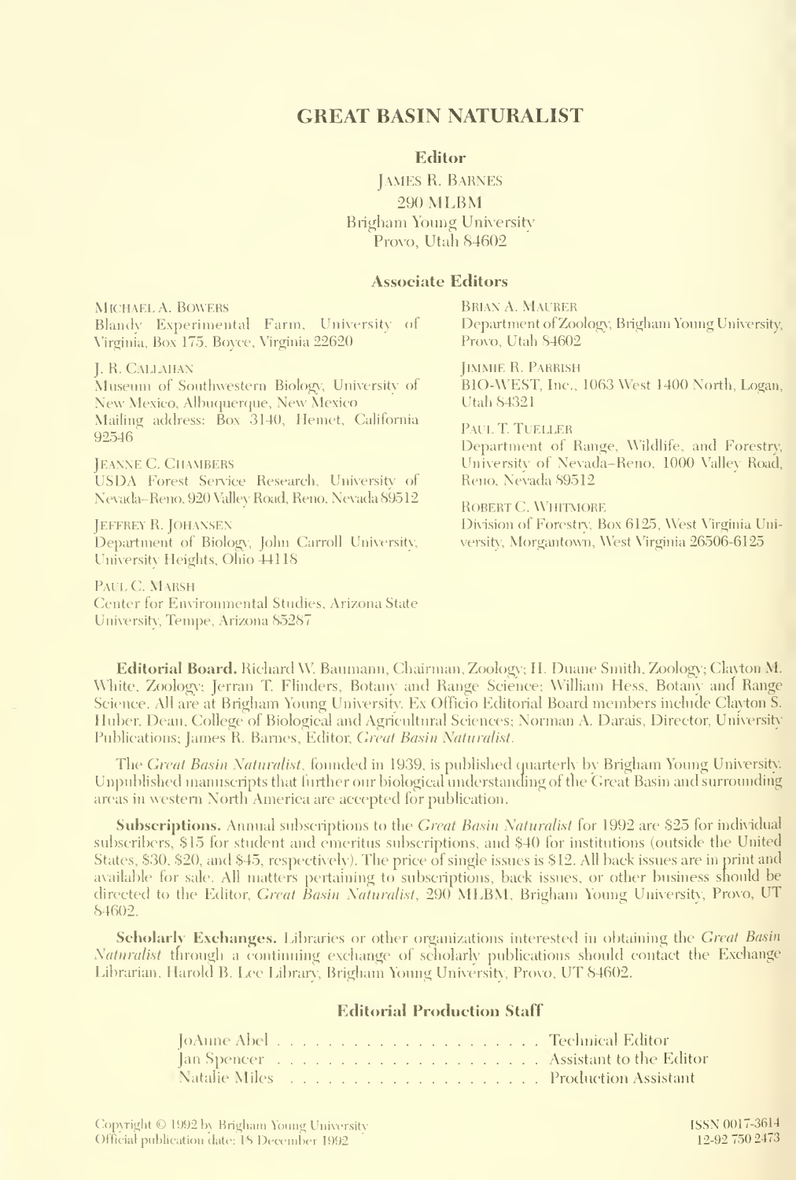# GREAT BASIN NATURALIST

## Editor

James R. Barnes
290 MLBM
Brigham Young University
Provo, Utah 84602

## Associate Editors

Michael A. Bowers
Blandy Experimental Farm, University of Virginia, Box 175, Boyce, Virginia 22620

J. R. Callahan
Museum of Southwestern Biology, University of New Mexico, Albuquerque, New Mexico
Mailing address: Box 3140, Hemet, California 92546

Jeanne C. Chambers
USDA Forest Service Research, University of Nevada–Reno, 920 Valley Road, Reno, Nevada 89512

Jeffrey R. Johansen
Department of Biology, John Carroll University, University Heights, Ohio 44118

Paul C. Marsh
Center for Environmental Studies, Arizona State University, Tempe, Arizona 85287

Brian A. Maurer
Department of Zoology, Brigham Young University, Provo, Utah 84602

Jimmie R. Parrish
BIO-WEST, Inc., 1063 West 1400 North, Logan, Utah 84321

Paul T. Tueller
Department of Range, Wildlife, and Forestry, University of Nevada–Reno, 1000 Valley Road, Reno, Nevada 89512

Robert C. Whitmore
Division of Forestry, Box 6125, West Virginia University, Morgantown, West Virginia 26506-6125

**Editorial Board.** Richard W. Baumann, Chairman, Zoology; H. Duane Smith, Zoology; Clayton M. White, Zoology; Jerran T. Flinders, Botany and Range Science; William Hess, Botany and Range Science. All are at Brigham Young University. Ex Officio Editorial Board members include Clayton S. Huber, Dean, College of Biological and Agricultural Sciences; Norman A. Darais, Director, University Publications; James R. Barnes, Editor, *Great Basin Naturalist*.

The *Great Basin Naturalist*, founded in 1939, is published quarterly by Brigham Young University. Unpublished manuscripts that further our biological understanding of the Great Basin and surrounding areas in western North America are accepted for publication.

**Subscriptions.** Annual subscriptions to the *Great Basin Naturalist* for 1992 are $25 for individual subscribers, $15 for student and emeritus subscriptions, and $40 for institutions (outside the United States, $30, $20, and $45, respectively). The price of single issues is $12. All back issues are in print and available for sale. All matters pertaining to subscriptions, back issues, or other business should be directed to the Editor, *Great Basin Naturalist*, 290 MLBM, Brigham Young University, Provo, UT 84602.

**Scholarly Exchanges.** Libraries or other organizations interested in obtaining the *Great Basin Naturalist* through a continuing exchange of scholarly publications should contact the Exchange Librarian, Harold B. Lee Library, Brigham Young University, Provo, UT 84602.

## Editorial Production Staff

| | |
|---|---|
| JoAnne Abel | Technical Editor |
| Jan Spencer | Assistant to the Editor |
| Natalie Miles | Production Assistant |

Copyright © 1992 by Brigham Young University
Official publication date: 18 December 1992

ISSN 0017-3614
12-92 750 2473